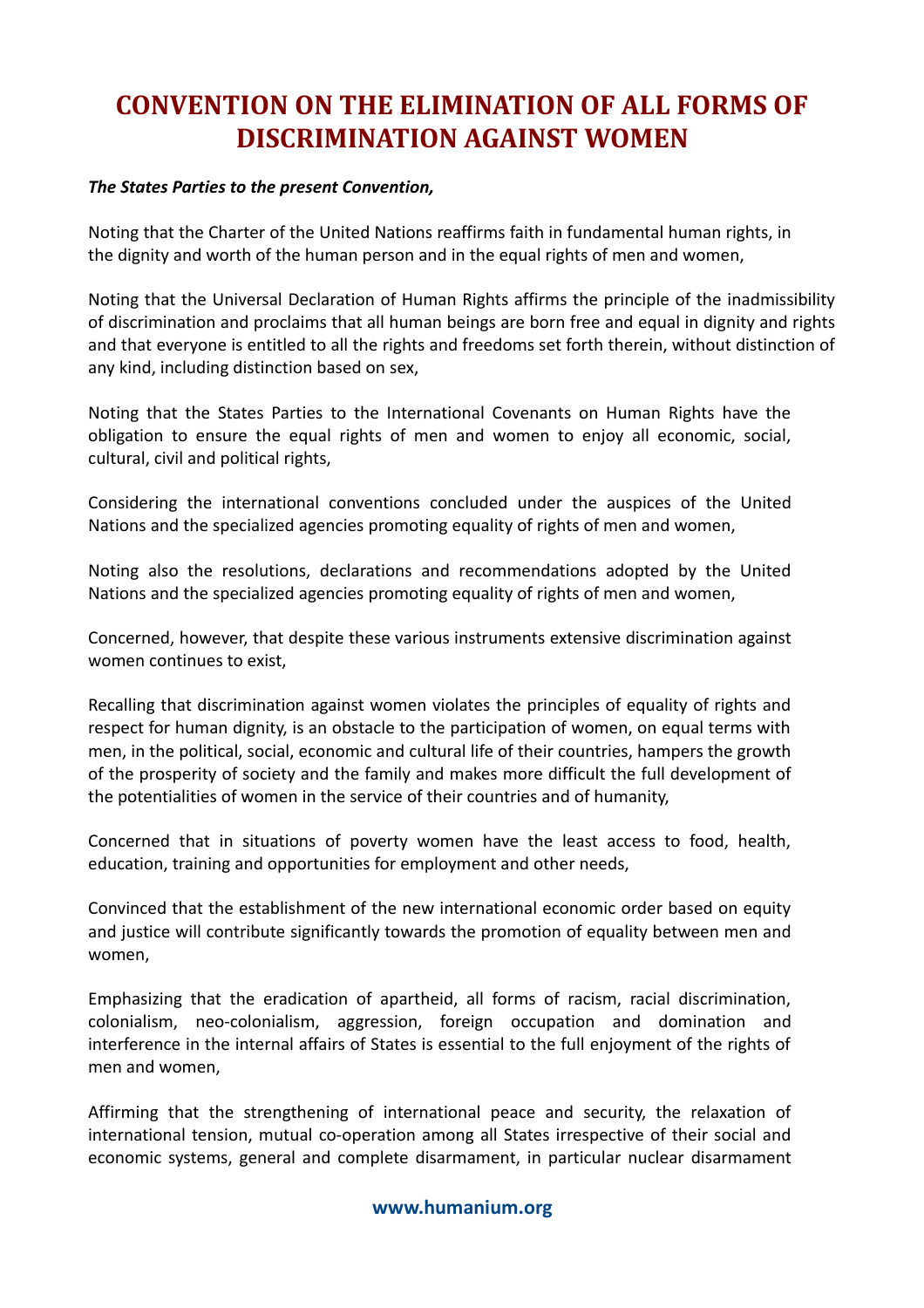# CONVENTION ON THE ELIMINATION OF ALL FORMS OF DISCRIMINATION AGAINST WOMEN

***The States Parties to the present Convention,***

Noting that the Charter of the United Nations reaffirms faith in fundamental human rights, in the dignity and worth of the human person and in the equal rights of men and women,

Noting that the Universal Declaration of Human Rights affirms the principle of the inadmissibility of discrimination and proclaims that all human beings are born free and equal in dignity and rights and that everyone is entitled to all the rights and freedoms set forth therein, without distinction of any kind, including distinction based on sex,

Noting that the States Parties to the International Covenants on Human Rights have the obligation to ensure the equal rights of men and women to enjoy all economic, social, cultural, civil and political rights,

Considering the international conventions concluded under the auspices of the United Nations and the specialized agencies promoting equality of rights of men and women,

Noting also the resolutions, declarations and recommendations adopted by the United Nations and the specialized agencies promoting equality of rights of men and women,

Concerned, however, that despite these various instruments extensive discrimination against women continues to exist,

Recalling that discrimination against women violates the principles of equality of rights and respect for human dignity, is an obstacle to the participation of women, on equal terms with men, in the political, social, economic and cultural life of their countries, hampers the growth of the prosperity of society and the family and makes more difficult the full development of the potentialities of women in the service of their countries and of humanity,

Concerned that in situations of poverty women have the least access to food, health, education, training and opportunities for employment and other needs,

Convinced that the establishment of the new international economic order based on equity and justice will contribute significantly towards the promotion of equality between men and women,

Emphasizing that the eradication of apartheid, all forms of racism, racial discrimination, colonialism, neo-colonialism, aggression, foreign occupation and domination and interference in the internal affairs of States is essential to the full enjoyment of the rights of men and women,

Affirming that the strengthening of international peace and security, the relaxation of international tension, mutual co-operation among all States irrespective of their social and economic systems, general and complete disarmament, in particular nuclear disarmament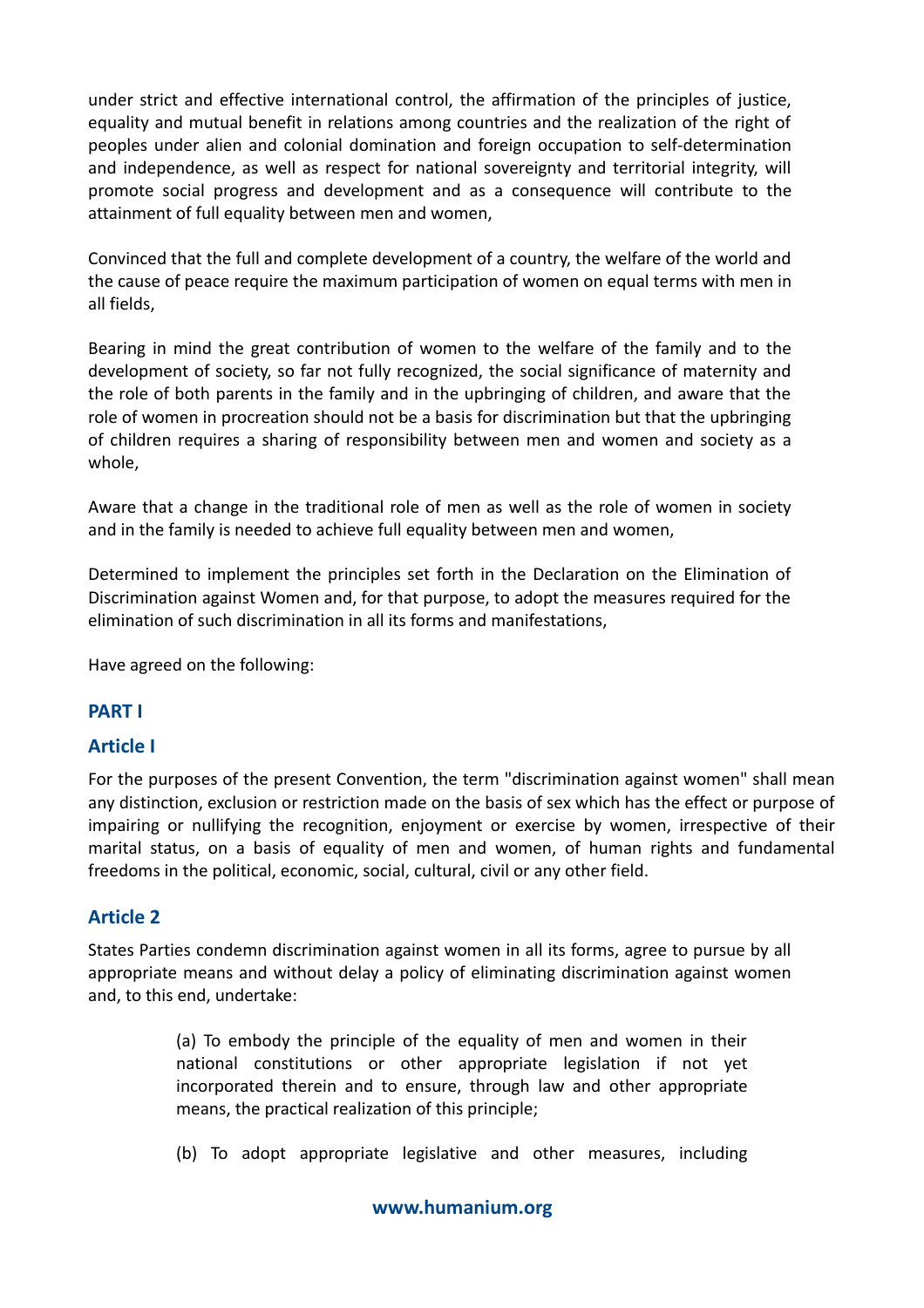under strict and effective international control, the affirmation of the principles of justice, equality and mutual benefit in relations among countries and the realization of the right of peoples under alien and colonial domination and foreign occupation to self-determination and independence, as well as respect for national sovereignty and territorial integrity, will promote social progress and development and as a consequence will contribute to the attainment of full equality between men and women,

Convinced that the full and complete development of a country, the welfare of the world and the cause of peace require the maximum participation of women on equal terms with men in all fields,

Bearing in mind the great contribution of women to the welfare of the family and to the development of society, so far not fully recognized, the social significance of maternity and the role of both parents in the family and in the upbringing of children, and aware that the role of women in procreation should not be a basis for discrimination but that the upbringing of children requires a sharing of responsibility between men and women and society as a whole,

Aware that a change in the traditional role of men as well as the role of women in society and in the family is needed to achieve full equality between men and women,

Determined to implement the principles set forth in the Declaration on the Elimination of Discrimination against Women and, for that purpose, to adopt the measures required for the elimination of such discrimination in all its forms and manifestations,

Have agreed on the following:

## PART I

### Article I

For the purposes of the present Convention, the term "discrimination against women" shall mean any distinction, exclusion or restriction made on the basis of sex which has the effect or purpose of impairing or nullifying the recognition, enjoyment or exercise by women, irrespective of their marital status, on a basis of equality of men and women, of human rights and fundamental freedoms in the political, economic, social, cultural, civil or any other field.

### Article 2

States Parties condemn discrimination against women in all its forms, agree to pursue by all appropriate means and without delay a policy of eliminating discrimination against women and, to this end, undertake:

> (a) To embody the principle of the equality of men and women in their national constitutions or other appropriate legislation if not yet incorporated therein and to ensure, through law and other appropriate means, the practical realization of this principle;
>
> (b) To adopt appropriate legislative and other measures, including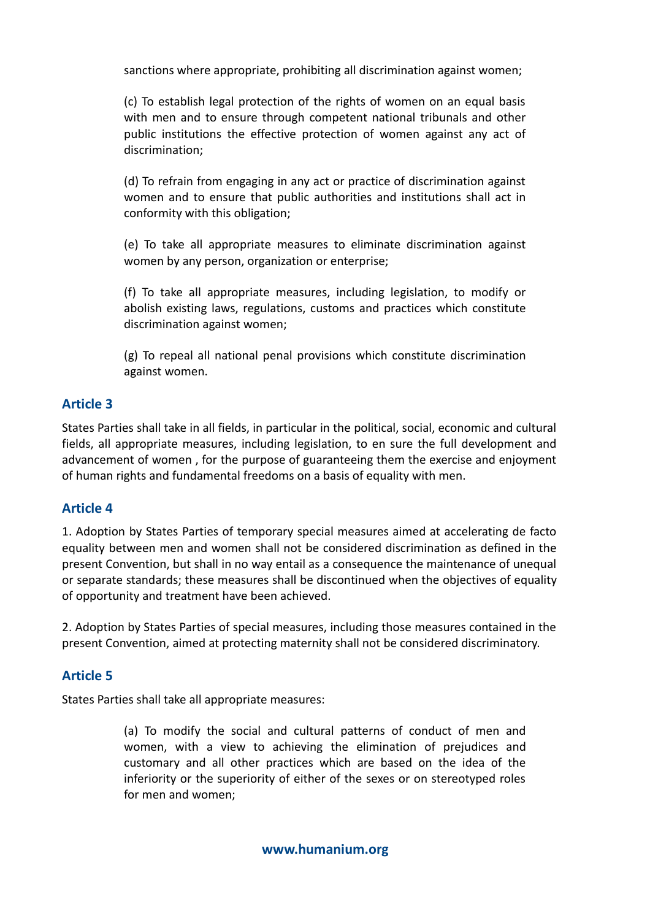sanctions where appropriate, prohibiting all discrimination against women;

(c) To establish legal protection of the rights of women on an equal basis with men and to ensure through competent national tribunals and other public institutions the effective protection of women against any act of discrimination;

(d) To refrain from engaging in any act or practice of discrimination against women and to ensure that public authorities and institutions shall act in conformity with this obligation;

(e) To take all appropriate measures to eliminate discrimination against women by any person, organization or enterprise;

(f) To take all appropriate measures, including legislation, to modify or abolish existing laws, regulations, customs and practices which constitute discrimination against women;

(g) To repeal all national penal provisions which constitute discrimination against women.

### Article 3

States Parties shall take in all fields, in particular in the political, social, economic and cultural fields, all appropriate measures, including legislation, to en sure the full development and advancement of women , for the purpose of guaranteeing them the exercise and enjoyment of human rights and fundamental freedoms on a basis of equality with men.

### Article 4

1. Adoption by States Parties of temporary special measures aimed at accelerating de facto equality between men and women shall not be considered discrimination as defined in the present Convention, but shall in no way entail as a consequence the maintenance of unequal or separate standards; these measures shall be discontinued when the objectives of equality of opportunity and treatment have been achieved.

2. Adoption by States Parties of special measures, including those measures contained in the present Convention, aimed at protecting maternity shall not be considered discriminatory.

### Article 5

States Parties shall take all appropriate measures:

(a) To modify the social and cultural patterns of conduct of men and women, with a view to achieving the elimination of prejudices and customary and all other practices which are based on the idea of the inferiority or the superiority of either of the sexes or on stereotyped roles for men and women;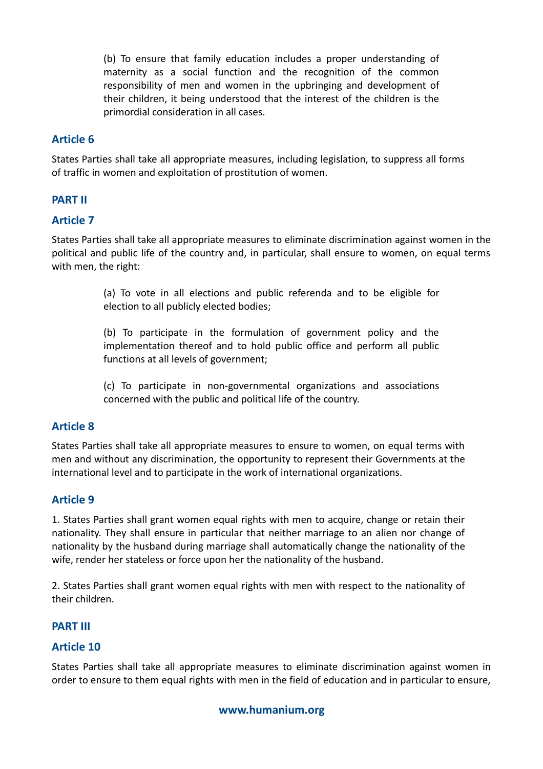(b) To ensure that family education includes a proper understanding of maternity as a social function and the recognition of the common responsibility of men and women in the upbringing and development of their children, it being understood that the interest of the children is the primordial consideration in all cases.

### Article 6

States Parties shall take all appropriate measures, including legislation, to suppress all forms of traffic in women and exploitation of prostitution of women.

## PART II

### Article 7

States Parties shall take all appropriate measures to eliminate discrimination against women in the political and public life of the country and, in particular, shall ensure to women, on equal terms with men, the right:

(a) To vote in all elections and public referenda and to be eligible for election to all publicly elected bodies;

(b) To participate in the formulation of government policy and the implementation thereof and to hold public office and perform all public functions at all levels of government;

(c) To participate in non-governmental organizations and associations concerned with the public and political life of the country.

### Article 8

States Parties shall take all appropriate measures to ensure to women, on equal terms with men and without any discrimination, the opportunity to represent their Governments at the international level and to participate in the work of international organizations.

### Article 9

1. States Parties shall grant women equal rights with men to acquire, change or retain their nationality. They shall ensure in particular that neither marriage to an alien nor change of nationality by the husband during marriage shall automatically change the nationality of the wife, render her stateless or force upon her the nationality of the husband.

2. States Parties shall grant women equal rights with men with respect to the nationality of their children.

## PART III

### Article 10

States Parties shall take all appropriate measures to eliminate discrimination against women in order to ensure to them equal rights with men in the field of education and in particular to ensure,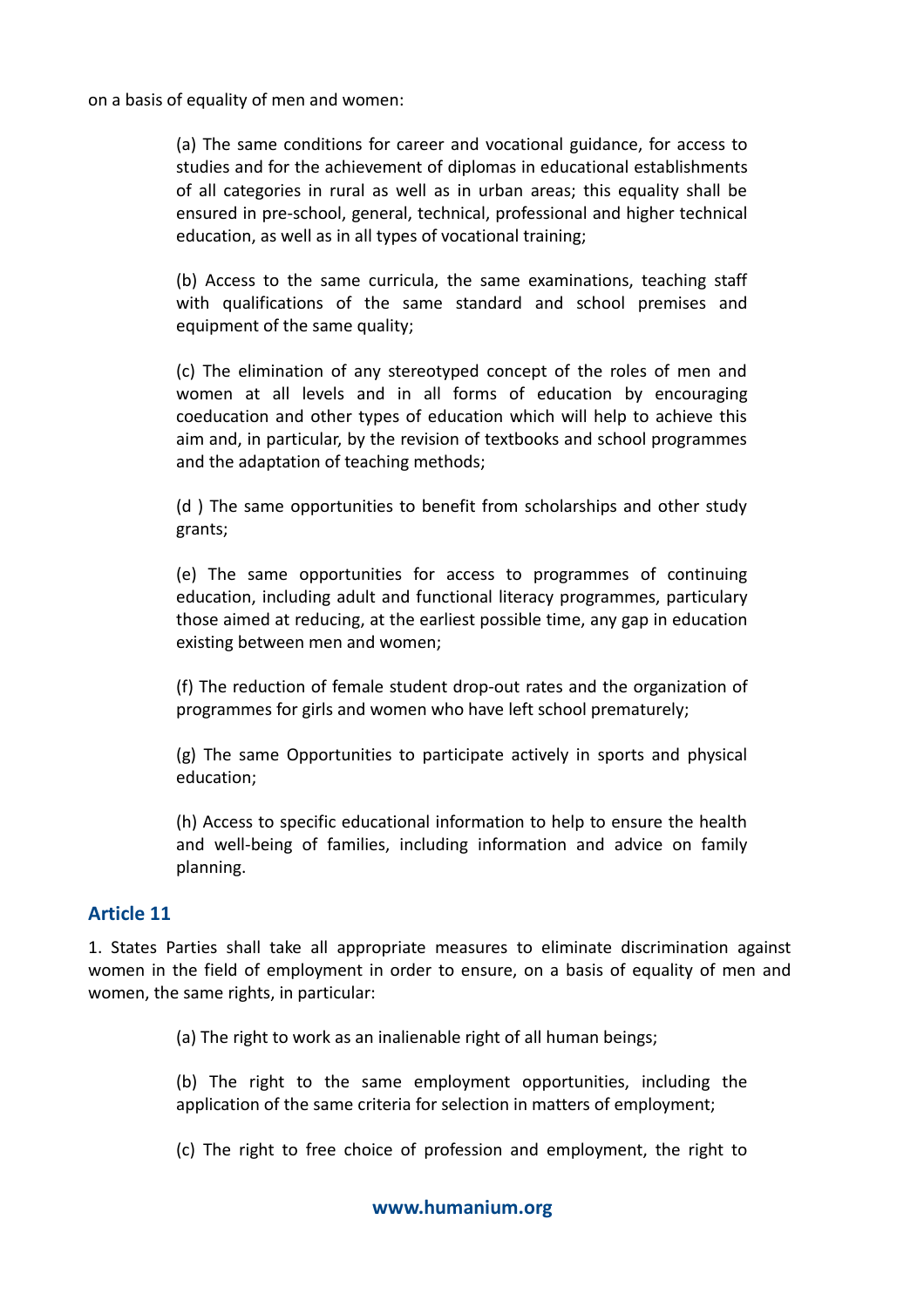on a basis of equality of men and women:

(a) The same conditions for career and vocational guidance, for access to studies and for the achievement of diplomas in educational establishments of all categories in rural as well as in urban areas; this equality shall be ensured in pre-school, general, technical, professional and higher technical education, as well as in all types of vocational training;

(b) Access to the same curricula, the same examinations, teaching staff with qualifications of the same standard and school premises and equipment of the same quality;

(c) The elimination of any stereotyped concept of the roles of men and women at all levels and in all forms of education by encouraging coeducation and other types of education which will help to achieve this aim and, in particular, by the revision of textbooks and school programmes and the adaptation of teaching methods;

(d ) The same opportunities to benefit from scholarships and other study grants;

(e) The same opportunities for access to programmes of continuing education, including adult and functional literacy programmes, particulary those aimed at reducing, at the earliest possible time, any gap in education existing between men and women;

(f) The reduction of female student drop-out rates and the organization of programmes for girls and women who have left school prematurely;

(g) The same Opportunities to participate actively in sports and physical education;

(h) Access to specific educational information to help to ensure the health and well-being of families, including information and advice on family planning.

## Article 11

1. States Parties shall take all appropriate measures to eliminate discrimination against women in the field of employment in order to ensure, on a basis of equality of men and women, the same rights, in particular:

(a) The right to work as an inalienable right of all human beings;

(b) The right to the same employment opportunities, including the application of the same criteria for selection in matters of employment;

(c) The right to free choice of profession and employment, the right to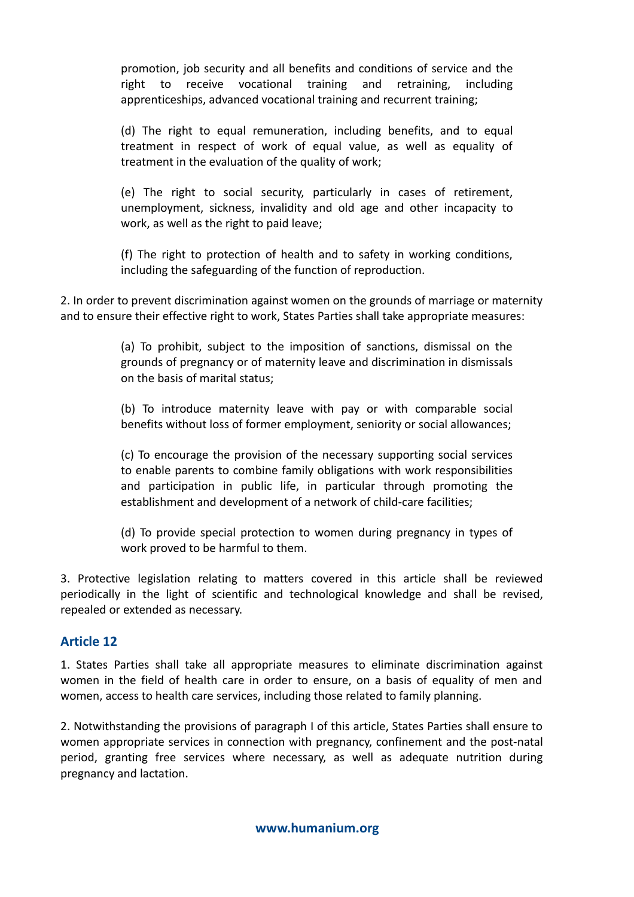promotion, job security and all benefits and conditions of service and the right to receive vocational training and retraining, including apprenticeships, advanced vocational training and recurrent training;

(d) The right to equal remuneration, including benefits, and to equal treatment in respect of work of equal value, as well as equality of treatment in the evaluation of the quality of work;

(e) The right to social security, particularly in cases of retirement, unemployment, sickness, invalidity and old age and other incapacity to work, as well as the right to paid leave;

(f) The right to protection of health and to safety in working conditions, including the safeguarding of the function of reproduction.

2. In order to prevent discrimination against women on the grounds of marriage or maternity and to ensure their effective right to work, States Parties shall take appropriate measures:

(a) To prohibit, subject to the imposition of sanctions, dismissal on the grounds of pregnancy or of maternity leave and discrimination in dismissals on the basis of marital status;

(b) To introduce maternity leave with pay or with comparable social benefits without loss of former employment, seniority or social allowances;

(c) To encourage the provision of the necessary supporting social services to enable parents to combine family obligations with work responsibilities and participation in public life, in particular through promoting the establishment and development of a network of child-care facilities;

(d) To provide special protection to women during pregnancy in types of work proved to be harmful to them.

3. Protective legislation relating to matters covered in this article shall be reviewed periodically in the light of scientific and technological knowledge and shall be revised, repealed or extended as necessary.

## Article 12

1. States Parties shall take all appropriate measures to eliminate discrimination against women in the field of health care in order to ensure, on a basis of equality of men and women, access to health care services, including those related to family planning.

2. Notwithstanding the provisions of paragraph I of this article, States Parties shall ensure to women appropriate services in connection with pregnancy, confinement and the post-natal period, granting free services where necessary, as well as adequate nutrition during pregnancy and lactation.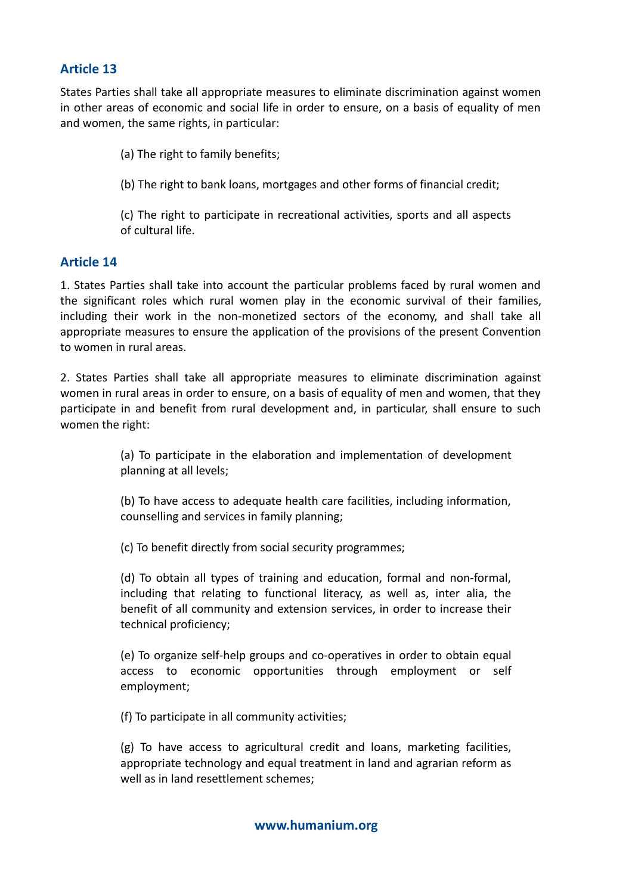## Article 13

States Parties shall take all appropriate measures to eliminate discrimination against women in other areas of economic and social life in order to ensure, on a basis of equality of men and women, the same rights, in particular:

(a) The right to family benefits;

(b) The right to bank loans, mortgages and other forms of financial credit;

(c) The right to participate in recreational activities, sports and all aspects of cultural life.

## Article 14

1. States Parties shall take into account the particular problems faced by rural women and the significant roles which rural women play in the economic survival of their families, including their work in the non-monetized sectors of the economy, and shall take all appropriate measures to ensure the application of the provisions of the present Convention to women in rural areas.

2. States Parties shall take all appropriate measures to eliminate discrimination against women in rural areas in order to ensure, on a basis of equality of men and women, that they participate in and benefit from rural development and, in particular, shall ensure to such women the right:

(a) To participate in the elaboration and implementation of development planning at all levels;

(b) To have access to adequate health care facilities, including information, counselling and services in family planning;

(c) To benefit directly from social security programmes;

(d) To obtain all types of training and education, formal and non-formal, including that relating to functional literacy, as well as, inter alia, the benefit of all community and extension services, in order to increase their technical proficiency;

(e) To organize self-help groups and co-operatives in order to obtain equal access to economic opportunities through employment or self employment;

(f) To participate in all community activities;

(g) To have access to agricultural credit and loans, marketing facilities, appropriate technology and equal treatment in land and agrarian reform as well as in land resettlement schemes;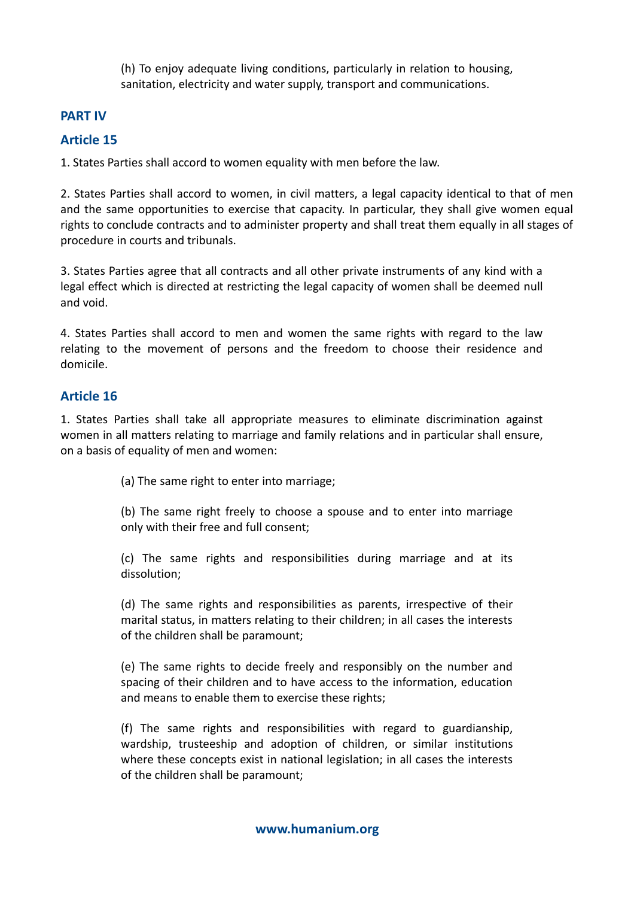(h) To enjoy adequate living conditions, particularly in relation to housing, sanitation, electricity and water supply, transport and communications.

## PART IV

### Article 15

1. States Parties shall accord to women equality with men before the law.

2. States Parties shall accord to women, in civil matters, a legal capacity identical to that of men and the same opportunities to exercise that capacity. In particular, they shall give women equal rights to conclude contracts and to administer property and shall treat them equally in all stages of procedure in courts and tribunals.

3. States Parties agree that all contracts and all other private instruments of any kind with a legal effect which is directed at restricting the legal capacity of women shall be deemed null and void.

4. States Parties shall accord to men and women the same rights with regard to the law relating to the movement of persons and the freedom to choose their residence and domicile.

### Article 16

1. States Parties shall take all appropriate measures to eliminate discrimination against women in all matters relating to marriage and family relations and in particular shall ensure, on a basis of equality of men and women:

(a) The same right to enter into marriage;

(b) The same right freely to choose a spouse and to enter into marriage only with their free and full consent;

(c) The same rights and responsibilities during marriage and at its dissolution;

(d) The same rights and responsibilities as parents, irrespective of their marital status, in matters relating to their children; in all cases the interests of the children shall be paramount;

(e) The same rights to decide freely and responsibly on the number and spacing of their children and to have access to the information, education and means to enable them to exercise these rights;

(f) The same rights and responsibilities with regard to guardianship, wardship, trusteeship and adoption of children, or similar institutions where these concepts exist in national legislation; in all cases the interests of the children shall be paramount;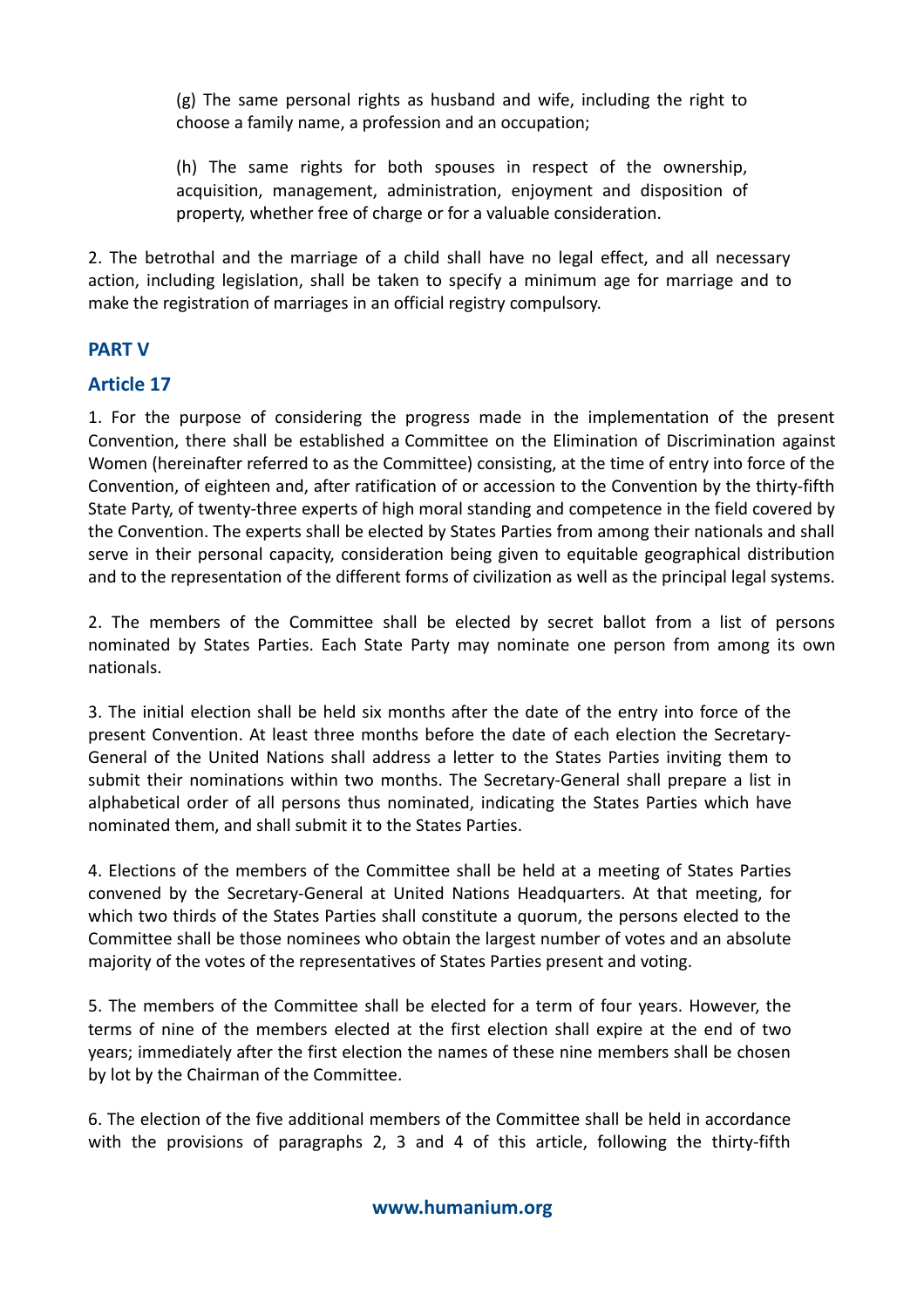(g) The same personal rights as husband and wife, including the right to choose a family name, a profession and an occupation;

(h) The same rights for both spouses in respect of the ownership, acquisition, management, administration, enjoyment and disposition of property, whether free of charge or for a valuable consideration.

2. The betrothal and the marriage of a child shall have no legal effect, and all necessary action, including legislation, shall be taken to specify a minimum age for marriage and to make the registration of marriages in an official registry compulsory.

## PART V

### Article 17

1. For the purpose of considering the progress made in the implementation of the present Convention, there shall be established a Committee on the Elimination of Discrimination against Women (hereinafter referred to as the Committee) consisting, at the time of entry into force of the Convention, of eighteen and, after ratification of or accession to the Convention by the thirty-fifth State Party, of twenty-three experts of high moral standing and competence in the field covered by the Convention. The experts shall be elected by States Parties from among their nationals and shall serve in their personal capacity, consideration being given to equitable geographical distribution and to the representation of the different forms of civilization as well as the principal legal systems.

2. The members of the Committee shall be elected by secret ballot from a list of persons nominated by States Parties. Each State Party may nominate one person from among its own nationals.

3. The initial election shall be held six months after the date of the entry into force of the present Convention. At least three months before the date of each election the Secretary-General of the United Nations shall address a letter to the States Parties inviting them to submit their nominations within two months. The Secretary-General shall prepare a list in alphabetical order of all persons thus nominated, indicating the States Parties which have nominated them, and shall submit it to the States Parties.

4. Elections of the members of the Committee shall be held at a meeting of States Parties convened by the Secretary-General at United Nations Headquarters. At that meeting, for which two thirds of the States Parties shall constitute a quorum, the persons elected to the Committee shall be those nominees who obtain the largest number of votes and an absolute majority of the votes of the representatives of States Parties present and voting.

5. The members of the Committee shall be elected for a term of four years. However, the terms of nine of the members elected at the first election shall expire at the end of two years; immediately after the first election the names of these nine members shall be chosen by lot by the Chairman of the Committee.

6. The election of the five additional members of the Committee shall be held in accordance with the provisions of paragraphs 2, 3 and 4 of this article, following the thirty-fifth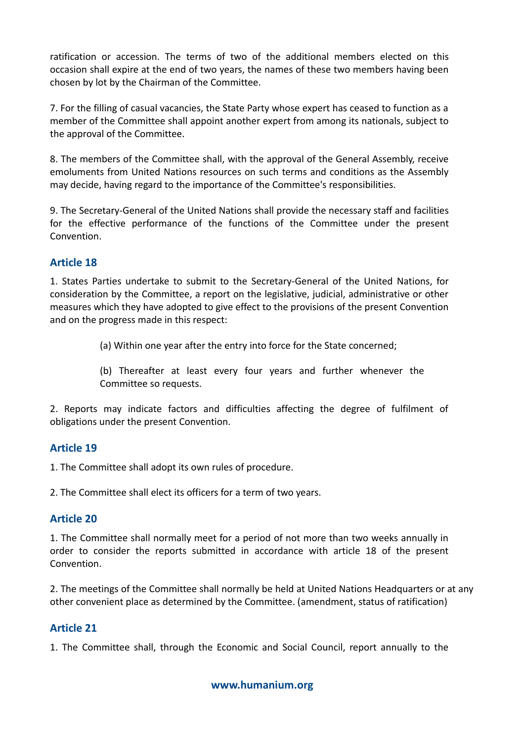ratification or accession. The terms of two of the additional members elected on this occasion shall expire at the end of two years, the names of these two members having been chosen by lot by the Chairman of the Committee.

7. For the filling of casual vacancies, the State Party whose expert has ceased to function as a member of the Committee shall appoint another expert from among its nationals, subject to the approval of the Committee.

8. The members of the Committee shall, with the approval of the General Assembly, receive emoluments from United Nations resources on such terms and conditions as the Assembly may decide, having regard to the importance of the Committee's responsibilities.

9. The Secretary-General of the United Nations shall provide the necessary staff and facilities for the effective performance of the functions of the Committee under the present Convention.

### Article 18

1. States Parties undertake to submit to the Secretary-General of the United Nations, for consideration by the Committee, a report on the legislative, judicial, administrative or other measures which they have adopted to give effect to the provisions of the present Convention and on the progress made in this respect:

    (a) Within one year after the entry into force for the State concerned;

    (b) Thereafter at least every four years and further whenever the Committee so requests.

2. Reports may indicate factors and difficulties affecting the degree of fulfilment of obligations under the present Convention.

### Article 19

1. The Committee shall adopt its own rules of procedure.

2. The Committee shall elect its officers for a term of two years.

### Article 20

1. The Committee shall normally meet for a period of not more than two weeks annually in order to consider the reports submitted in accordance with article 18 of the present Convention.

2. The meetings of the Committee shall normally be held at United Nations Headquarters or at any other convenient place as determined by the Committee. (amendment, status of ratification)

### Article 21

1. The Committee shall, through the Economic and Social Council, report annually to the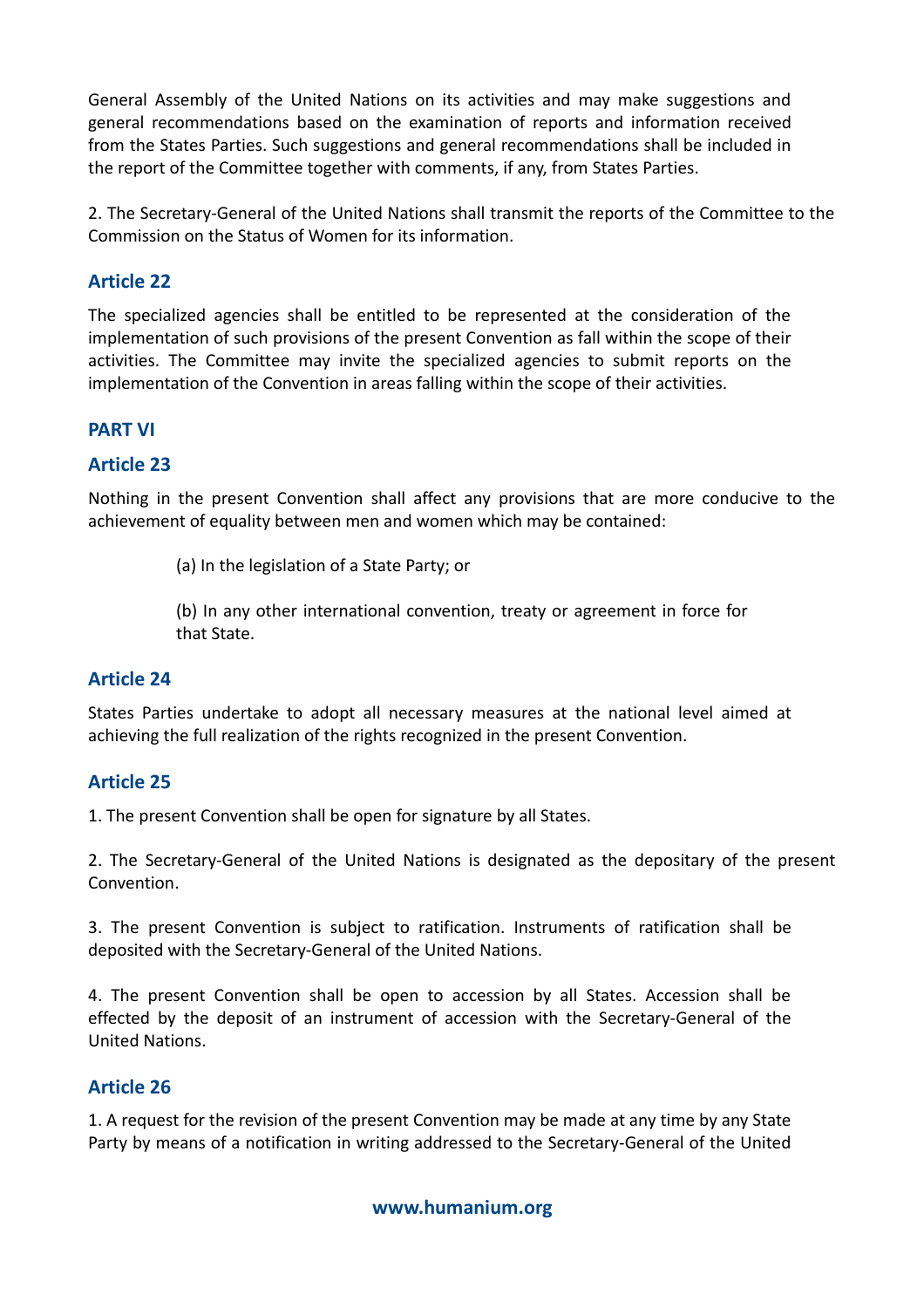General Assembly of the United Nations on its activities and may make suggestions and general recommendations based on the examination of reports and information received from the States Parties. Such suggestions and general recommendations shall be included in the report of the Committee together with comments, if any, from States Parties.

2. The Secretary-General of the United Nations shall transmit the reports of the Committee to the Commission on the Status of Women for its information.

### Article 22

The specialized agencies shall be entitled to be represented at the consideration of the implementation of such provisions of the present Convention as fall within the scope of their activities. The Committee may invite the specialized agencies to submit reports on the implementation of the Convention in areas falling within the scope of their activities.

## PART VI

### Article 23

Nothing in the present Convention shall affect any provisions that are more conducive to the achievement of equality between men and women which may be contained:

(a) In the legislation of a State Party; or

(b) In any other international convention, treaty or agreement in force for that State.

### Article 24

States Parties undertake to adopt all necessary measures at the national level aimed at achieving the full realization of the rights recognized in the present Convention.

### Article 25

1. The present Convention shall be open for signature by all States.

2. The Secretary-General of the United Nations is designated as the depositary of the present Convention.

3. The present Convention is subject to ratification. Instruments of ratification shall be deposited with the Secretary-General of the United Nations.

4. The present Convention shall be open to accession by all States. Accession shall be effected by the deposit of an instrument of accession with the Secretary-General of the United Nations.

### Article 26

1. A request for the revision of the present Convention may be made at any time by any State Party by means of a notification in writing addressed to the Secretary-General of the United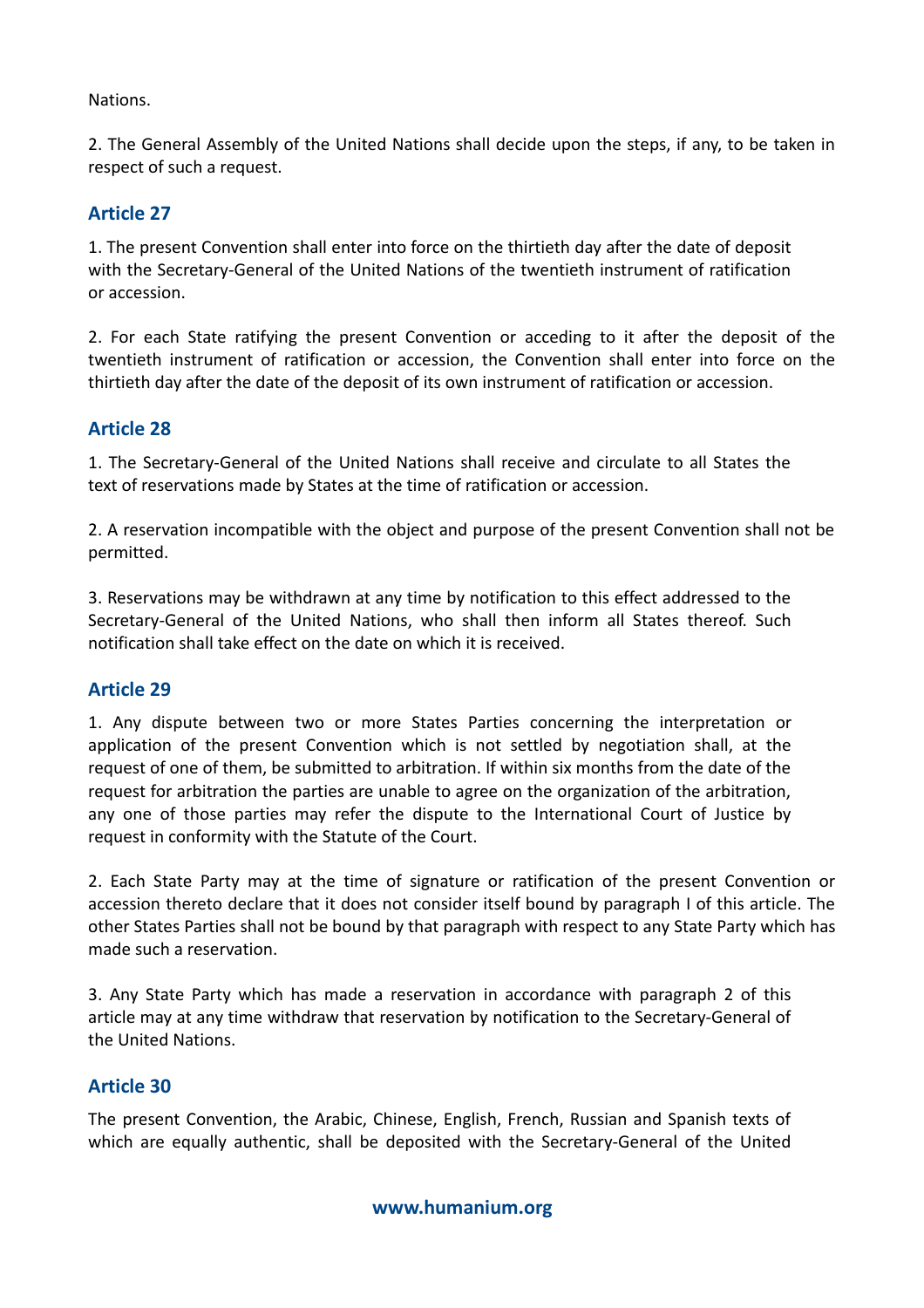Nations.

2. The General Assembly of the United Nations shall decide upon the steps, if any, to be taken in respect of such a request.

## Article 27

1. The present Convention shall enter into force on the thirtieth day after the date of deposit with the Secretary-General of the United Nations of the twentieth instrument of ratification or accession.

2. For each State ratifying the present Convention or acceding to it after the deposit of the twentieth instrument of ratification or accession, the Convention shall enter into force on the thirtieth day after the date of the deposit of its own instrument of ratification or accession.

## Article 28

1. The Secretary-General of the United Nations shall receive and circulate to all States the text of reservations made by States at the time of ratification or accession.

2. A reservation incompatible with the object and purpose of the present Convention shall not be permitted.

3. Reservations may be withdrawn at any time by notification to this effect addressed to the Secretary-General of the United Nations, who shall then inform all States thereof. Such notification shall take effect on the date on which it is received.

## Article 29

1. Any dispute between two or more States Parties concerning the interpretation or application of the present Convention which is not settled by negotiation shall, at the request of one of them, be submitted to arbitration. If within six months from the date of the request for arbitration the parties are unable to agree on the organization of the arbitration, any one of those parties may refer the dispute to the International Court of Justice by request in conformity with the Statute of the Court.

2. Each State Party may at the time of signature or ratification of the present Convention or accession thereto declare that it does not consider itself bound by paragraph I of this article. The other States Parties shall not be bound by that paragraph with respect to any State Party which has made such a reservation.

3. Any State Party which has made a reservation in accordance with paragraph 2 of this article may at any time withdraw that reservation by notification to the Secretary-General of the United Nations.

## Article 30

The present Convention, the Arabic, Chinese, English, French, Russian and Spanish texts of which are equally authentic, shall be deposited with the Secretary-General of the United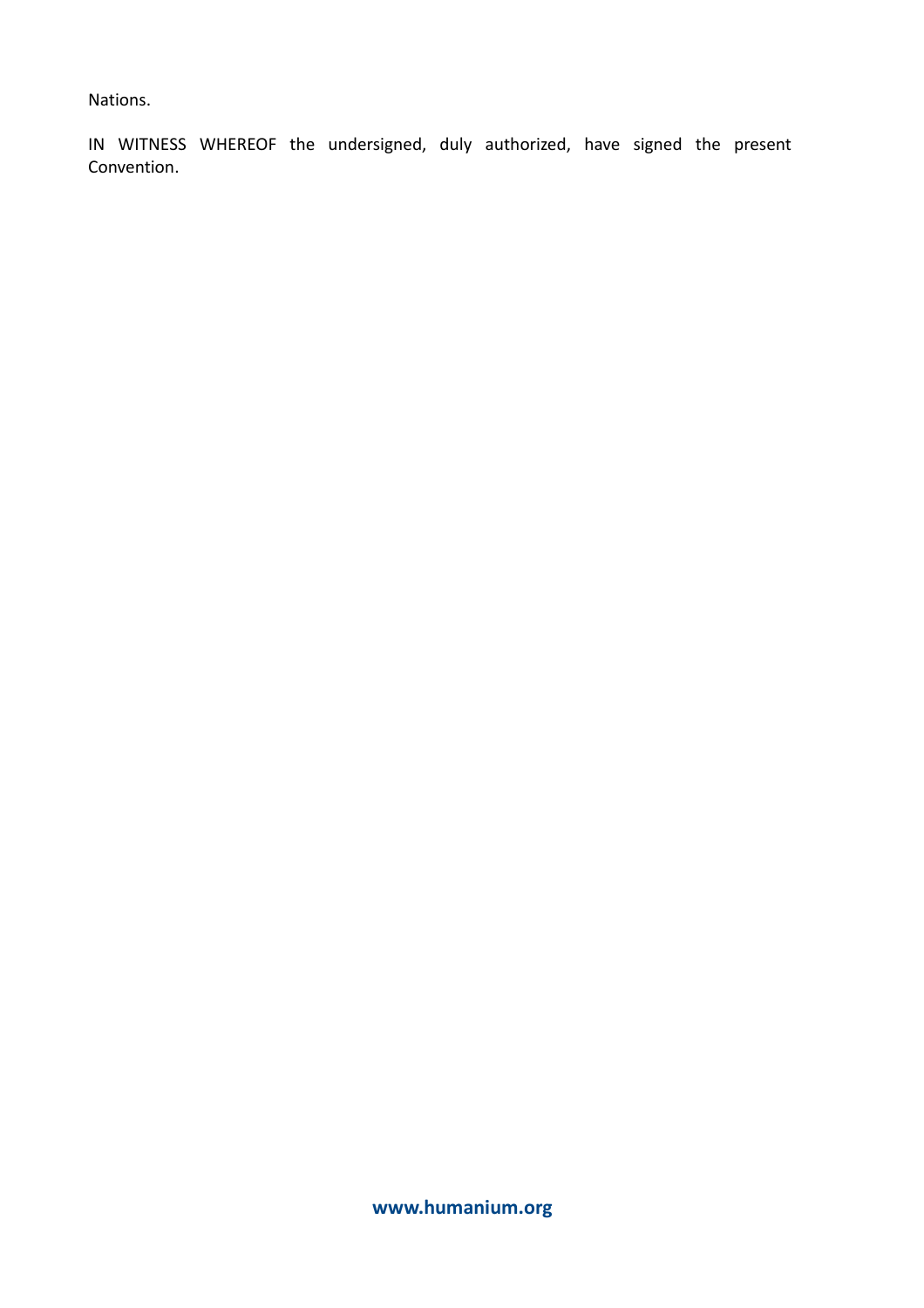Nations.

IN WITNESS WHEREOF the undersigned, duly authorized, have signed the present Convention.